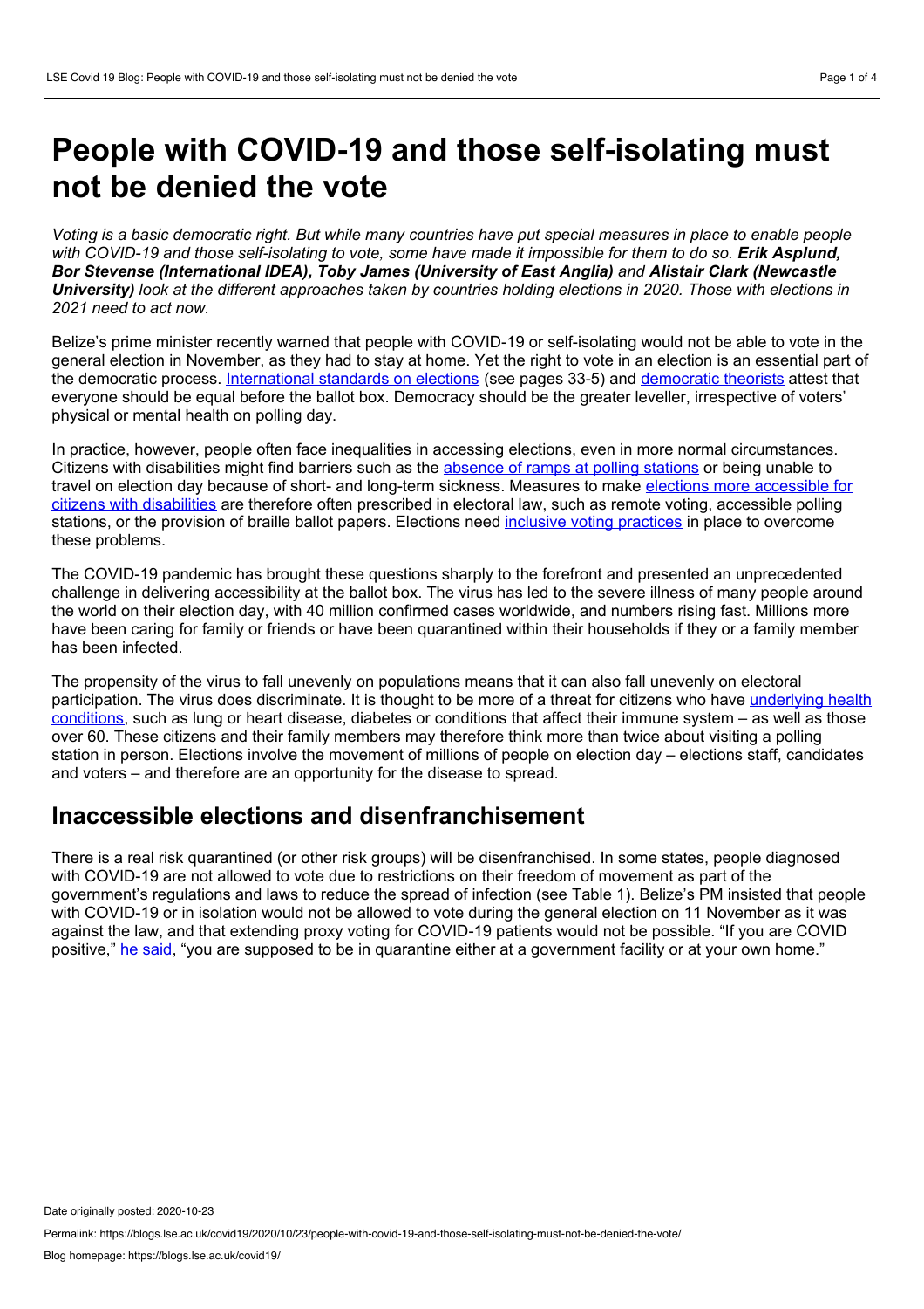# People with COVID-19 and those self-isolating must not be denied the vote

*Voting is a basic democratic right. But while many countries have put special measures in place to enable people with COVID-19 and those self-isolating to vote, some have made it impossible for them to do so. **Erik Asplund, Bor Stevense (International IDEA), Toby James (University of East Anglia)** and **Alistair Clark (Newcastle University)** look at the different approaches taken by countries holding elections in 2020. Those with elections in 2021 need to act now.*

Belize's prime minister recently warned that people with COVID-19 or self-isolating would not be able to vote in the general election in November, as they had to stay at home. Yet the right to vote in an election is an essential part of the democratic process. International standards on elections (see pages 33-5) and democratic theorists attest that everyone should be equal before the ballot box. Democracy should be the greater leveller, irrespective of voters' physical or mental health on polling day.

In practice, however, people often face inequalities in accessing elections, even in more normal circumstances. Citizens with disabilities might find barriers such as the absence of ramps at polling stations or being unable to travel on election day because of short- and long-term sickness. Measures to make elections more accessible for citizens with disabilities are therefore often prescribed in electoral law, such as remote voting, accessible polling stations, or the provision of braille ballot papers. Elections need inclusive voting practices in place to overcome these problems.

The COVID-19 pandemic has brought these questions sharply to the forefront and presented an unprecedented challenge in delivering accessibility at the ballot box. The virus has led to the severe illness of many people around the world on their election day, with 40 million confirmed cases worldwide, and numbers rising fast. Millions more have been caring for family or friends or have been quarantined within their households if they or a family member has been infected.

The propensity of the virus to fall unevenly on populations means that it can also fall unevenly on electoral participation. The virus does discriminate. It is thought to be more of a threat for citizens who have underlying health conditions, such as lung or heart disease, diabetes or conditions that affect their immune system – as well as those over 60. These citizens and their family members may therefore think more than twice about visiting a polling station in person. Elections involve the movement of millions of people on election day – elections staff, candidates and voters – and therefore are an opportunity for the disease to spread.

## Inaccessible elections and disenfranchisement

There is a real risk quarantined (or other risk groups) will be disenfranchised. In some states, people diagnosed with COVID-19 are not allowed to vote due to restrictions on their freedom of movement as part of the government's regulations and laws to reduce the spread of infection (see Table 1). Belize's PM insisted that people with COVID-19 or in isolation would not be allowed to vote during the general election on 11 November as it was against the law, and that extending proxy voting for COVID-19 patients would not be possible. "If you are COVID positive," he said, "you are supposed to be in quarantine either at a government facility or at your own home."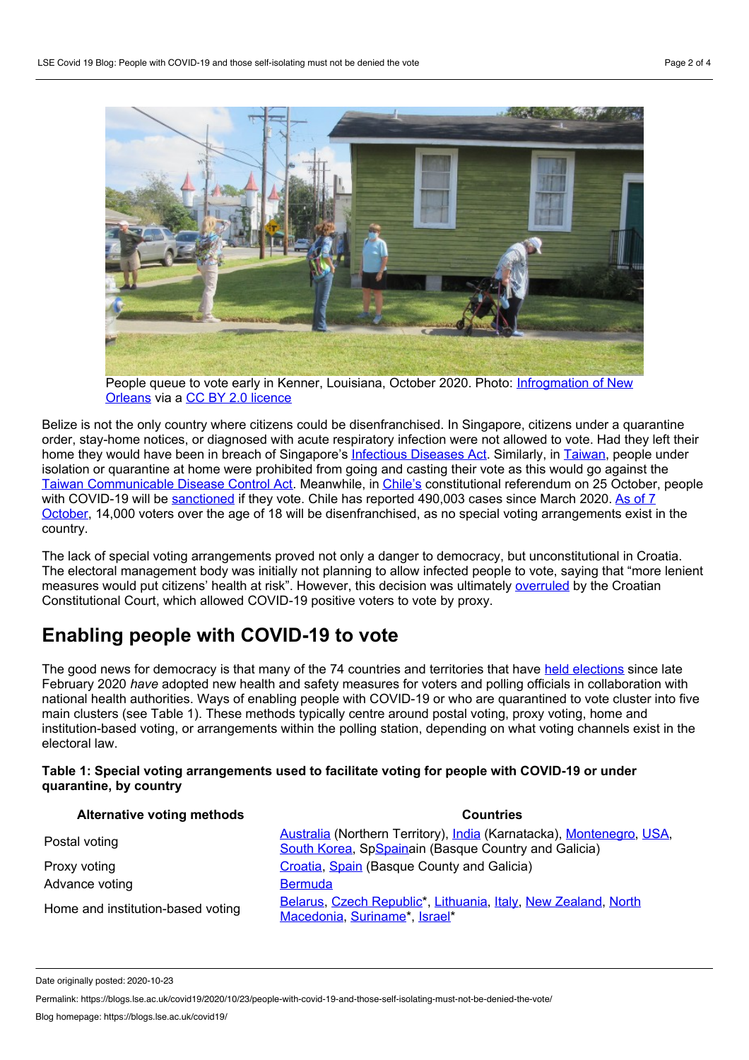People queue to vote early in Kenner, Louisiana, October 2020. Photo: Infrogmation of New Orleans via a CC BY 2.0 licence

Belize is not the only country where citizens could be disenfranchised. In Singapore, citizens under a quarantine order, stay-home notices, or diagnosed with acute respiratory infection were not allowed to vote. Had they left their home they would have been in breach of Singapore's Infectious Diseases Act. Similarly, in Taiwan, people under isolation or quarantine at home were prohibited from going and casting their vote as this would go against the Taiwan Communicable Disease Control Act. Meanwhile, in Chile's constitutional referendum on 25 October, people with COVID-19 will be sanctioned if they vote. Chile has reported 490,003 cases since March 2020. As of 7 October, 14,000 voters over the age of 18 will be disenfranchised, as no special voting arrangements exist in the country.

The lack of special voting arrangements proved not only a danger to democracy, but unconstitutional in Croatia. The electoral management body was initially not planning to allow infected people to vote, saying that "more lenient measures would put citizens' health at risk". However, this decision was ultimately overruled by the Croatian Constitutional Court, which allowed COVID-19 positive voters to vote by proxy.

## Enabling people with COVID-19 to vote

The good news for democracy is that many of the 74 countries and territories that have held elections since late February 2020 *have* adopted new health and safety measures for voters and polling officials in collaboration with national health authorities. Ways of enabling people with COVID-19 or who are quarantined to vote cluster into five main clusters (see Table 1). These methods typically centre around postal voting, proxy voting, home and institution-based voting, or arrangements within the polling station, depending on what voting channels exist in the electoral law.

**Table 1: Special voting arrangements used to facilitate voting for people with COVID-19 or under quarantine, by country**

| Alternative voting methods | Countries |
|---|---|
| Postal voting | Australia (Northern Territory), India (Karnatacka), Montenegro, USA, South Korea, SpSpainain (Basque Country and Galicia) |
| Proxy voting | Croatia, Spain (Basque County and Galicia) |
| Advance voting | Bermuda |
| Home and institution-based voting | Belarus, Czech Republic*, Lithuania, Italy, New Zealand, North Macedonia, Suriname*, Israel* |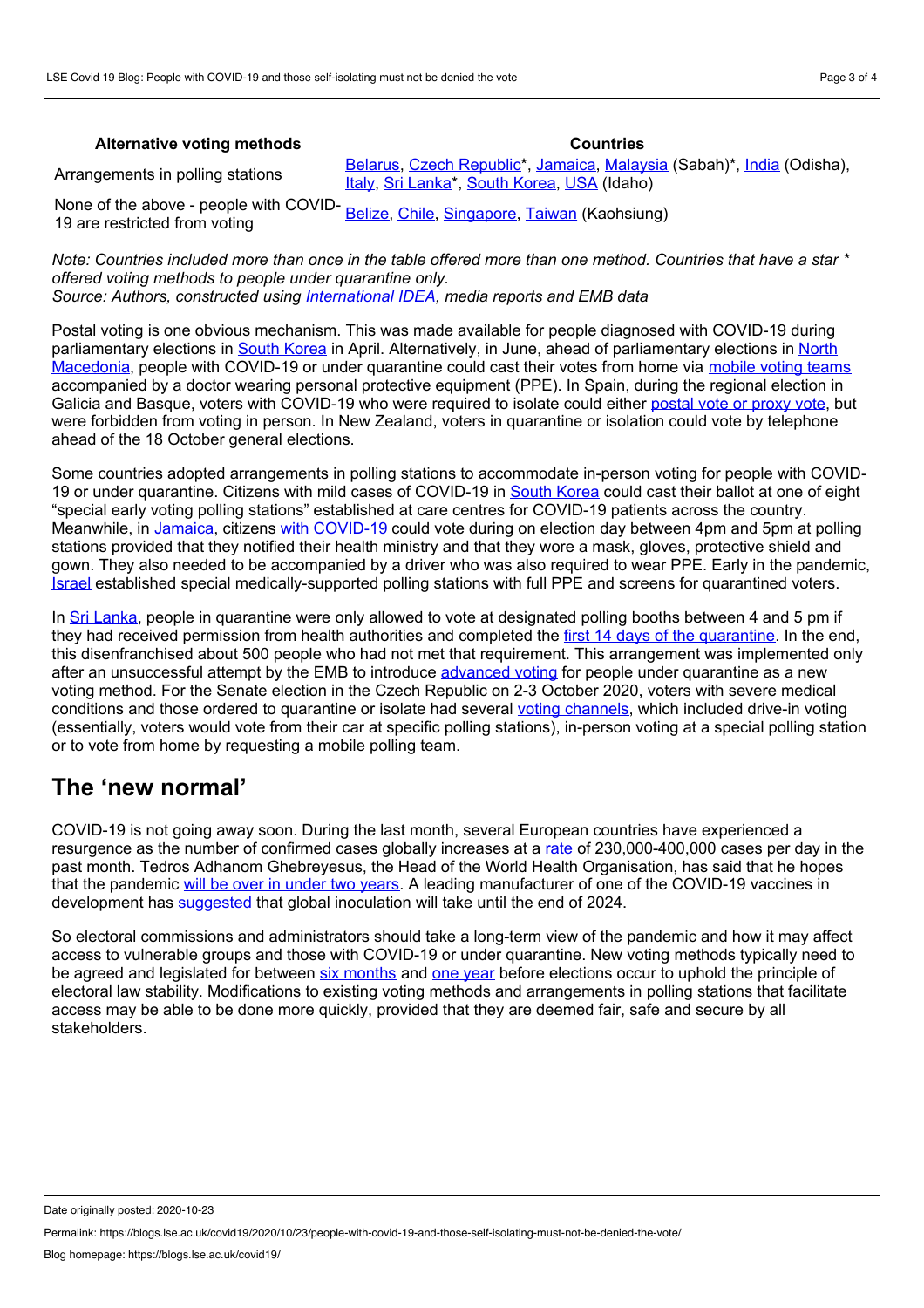| Alternative voting methods | Countries |
| --- | --- |
| Arrangements in polling stations | Belarus, Czech Republic*, Jamaica, Malaysia (Sabah)*, India (Odisha), Italy, Sri Lanka*, South Korea, USA (Idaho) |
| None of the above - people with COVID-19 are restricted from voting | Belize, Chile, Singapore, Taiwan (Kaohsiung) |

*Note: Countries included more than once in the table offered more than one method. Countries that have a star * offered voting methods to people under quarantine only.*
*Source: Authors, constructed using International IDEA, media reports and EMB data*

Postal voting is one obvious mechanism. This was made available for people diagnosed with COVID-19 during parliamentary elections in South Korea in April. Alternatively, in June, ahead of parliamentary elections in North Macedonia, people with COVID-19 or under quarantine could cast their votes from home via mobile voting teams accompanied by a doctor wearing personal protective equipment (PPE). In Spain, during the regional election in Galicia and Basque, voters with COVID-19 who were required to isolate could either postal vote or proxy vote, but were forbidden from voting in person. In New Zealand, voters in quarantine or isolation could vote by telephone ahead of the 18 October general elections.

Some countries adopted arrangements in polling stations to accommodate in-person voting for people with COVID-19 or under quarantine. Citizens with mild cases of COVID-19 in South Korea could cast their ballot at one of eight "special early voting polling stations" established at care centres for COVID-19 patients across the country. Meanwhile, in Jamaica, citizens with COVID-19 could vote during on election day between 4pm and 5pm at polling stations provided that they notified their health ministry and that they wore a mask, gloves, protective shield and gown. They also needed to be accompanied by a driver who was also required to wear PPE. Early in the pandemic, Israel established special medically-supported polling stations with full PPE and screens for quarantined voters.

In Sri Lanka, people in quarantine were only allowed to vote at designated polling booths between 4 and 5 pm if they had received permission from health authorities and completed the first 14 days of the quarantine. In the end, this disenfranchised about 500 people who had not met that requirement. This arrangement was implemented only after an unsuccessful attempt by the EMB to introduce advanced voting for people under quarantine as a new voting method. For the Senate election in the Czech Republic on 2-3 October 2020, voters with severe medical conditions and those ordered to quarantine or isolate had several voting channels, which included drive-in voting (essentially, voters would vote from their car at specific polling stations), in-person voting at a special polling station or to vote from home by requesting a mobile polling team.

## The 'new normal'

COVID-19 is not going away soon. During the last month, several European countries have experienced a resurgence as the number of confirmed cases globally increases at a rate of 230,000-400,000 cases per day in the past month. Tedros Adhanom Ghebreyesus, the Head of the World Health Organisation, has said that he hopes that the pandemic will be over in under two years. A leading manufacturer of one of the COVID-19 vaccines in development has suggested that global inoculation will take until the end of 2024.

So electoral commissions and administrators should take a long-term view of the pandemic and how it may affect access to vulnerable groups and those with COVID-19 or under quarantine. New voting methods typically need to be agreed and legislated for between six months and one year before elections occur to uphold the principle of electoral law stability. Modifications to existing voting methods and arrangements in polling stations that facilitate access may be able to be done more quickly, provided that they are deemed fair, safe and secure by all stakeholders.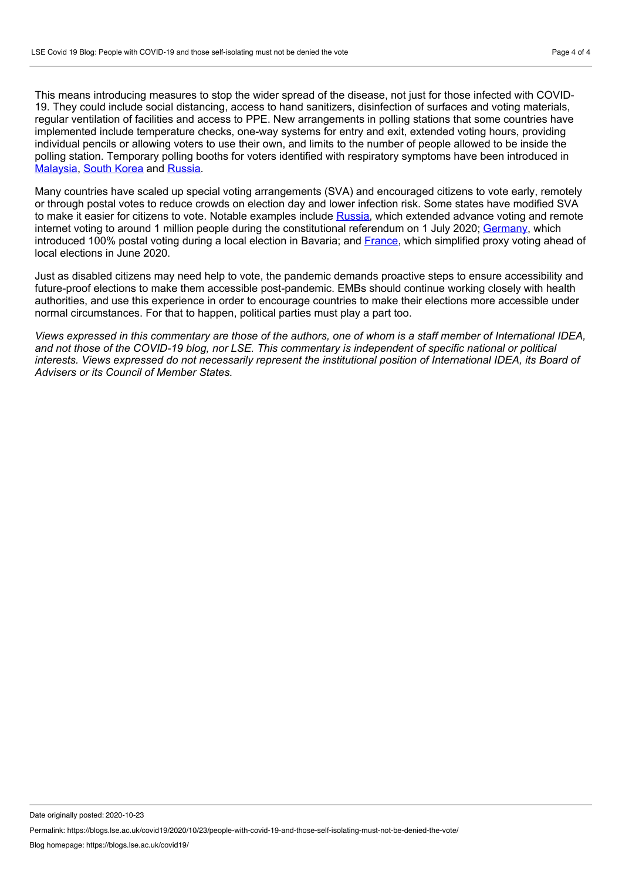This means introducing measures to stop the wider spread of the disease, not just for those infected with COVID-19. They could include social distancing, access to hand sanitizers, disinfection of surfaces and voting materials, regular ventilation of facilities and access to PPE. New arrangements in polling stations that some countries have implemented include temperature checks, one-way systems for entry and exit, extended voting hours, providing individual pencils or allowing voters to use their own, and limits to the number of people allowed to be inside the polling station. Temporary polling booths for voters identified with respiratory symptoms have been introduced in Malaysia, South Korea and Russia.

Many countries have scaled up special voting arrangements (SVA) and encouraged citizens to vote early, remotely or through postal votes to reduce crowds on election day and lower infection risk. Some states have modified SVA to make it easier for citizens to vote. Notable examples include Russia, which extended advance voting and remote internet voting to around 1 million people during the constitutional referendum on 1 July 2020; Germany, which introduced 100% postal voting during a local election in Bavaria; and France, which simplified proxy voting ahead of local elections in June 2020.

Just as disabled citizens may need help to vote, the pandemic demands proactive steps to ensure accessibility and future-proof elections to make them accessible post-pandemic. EMBs should continue working closely with health authorities, and use this experience in order to encourage countries to make their elections more accessible under normal circumstances. For that to happen, political parties must play a part too.

*Views expressed in this commentary are those of the authors, one of whom is a staff member of International IDEA, and not those of the COVID-19 blog, nor LSE. This commentary is independent of specific national or political interests. Views expressed do not necessarily represent the institutional position of International IDEA, its Board of Advisers or its Council of Member States.*

Date originally posted: 2020-10-23

Permalink: https://blogs.lse.ac.uk/covid19/2020/10/23/people-with-covid-19-and-those-self-isolating-must-not-be-denied-the-vote/

Blog homepage: https://blogs.lse.ac.uk/covid19/